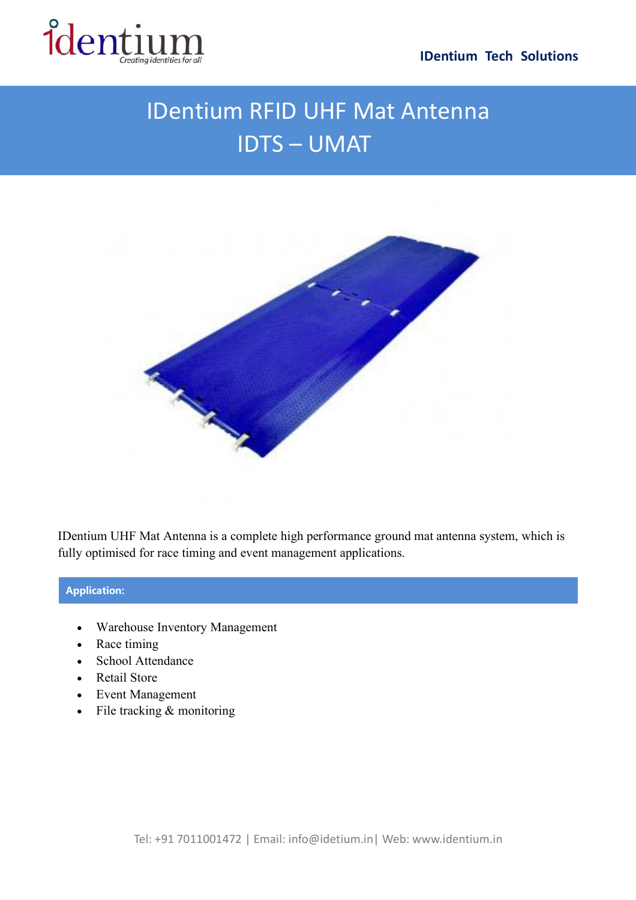IDentium Tech Solutions

# IDentium RFID UHF Mat Antenna
# IDTS – UMAT

IDentium UHF Mat Antenna is a complete high performance ground mat antenna system, which is fully optimised for race timing and event management applications.

## Application:

- Warehouse Inventory Management
- Race timing
- School Attendance
- Retail Store
- Event Management
- File tracking & monitoring

Tel: +91 7011001472 | Email: info@idetium.in| Web: www.identium.in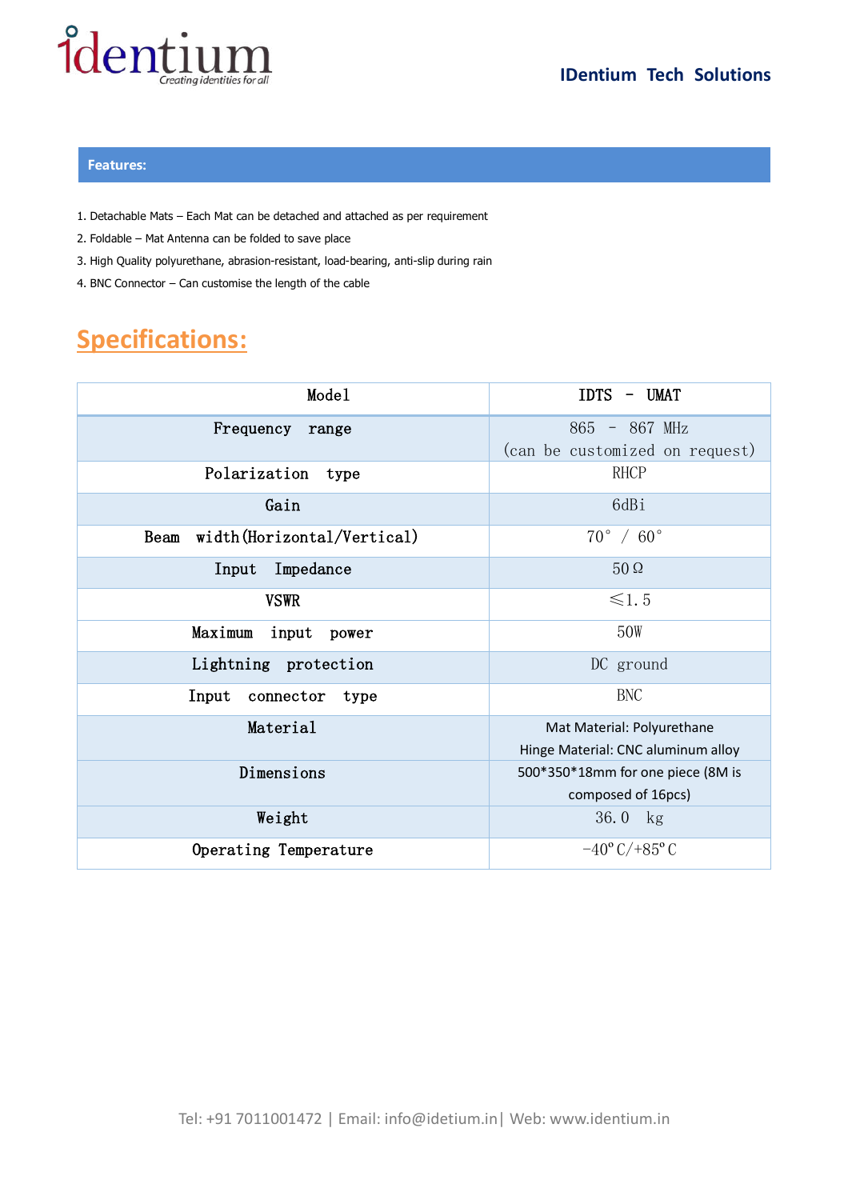## Features:

1. Detachable Mats – Each Mat can be detached and attached as per requirement
2. Foldable – Mat Antenna can be folded to save place
3. High Quality polyurethane, abrasion-resistant, load-bearing, anti-slip during rain
4. BNC Connector – Can customise the length of the cable

## Specifications:

| Model | IDTS - UMAT |
|---|---|
| Frequency range | 865 - 867 MHz (can be customized on request) |
| Polarization type | RHCP |
| Gain | 6dBi |
| Beam width (Horizontal/Vertical) | 70° / 60° |
| Input Impedance | 50 Ω |
| VSWR | ≤1.5 |
| Maximum input power | 50W |
| Lightning protection | DC ground |
| Input connector type | BNC |
| Material | Mat Material: Polyurethane<br>Hinge Material: CNC aluminum alloy |
| Dimensions | 500*350*18mm for one piece (8M is composed of 16pcs) |
| Weight | 36.0 kg |
| Operating Temperature | -40°C/+85°C |

Tel: +91 7011001472 | Email: info@idetium.in| Web: www.identium.in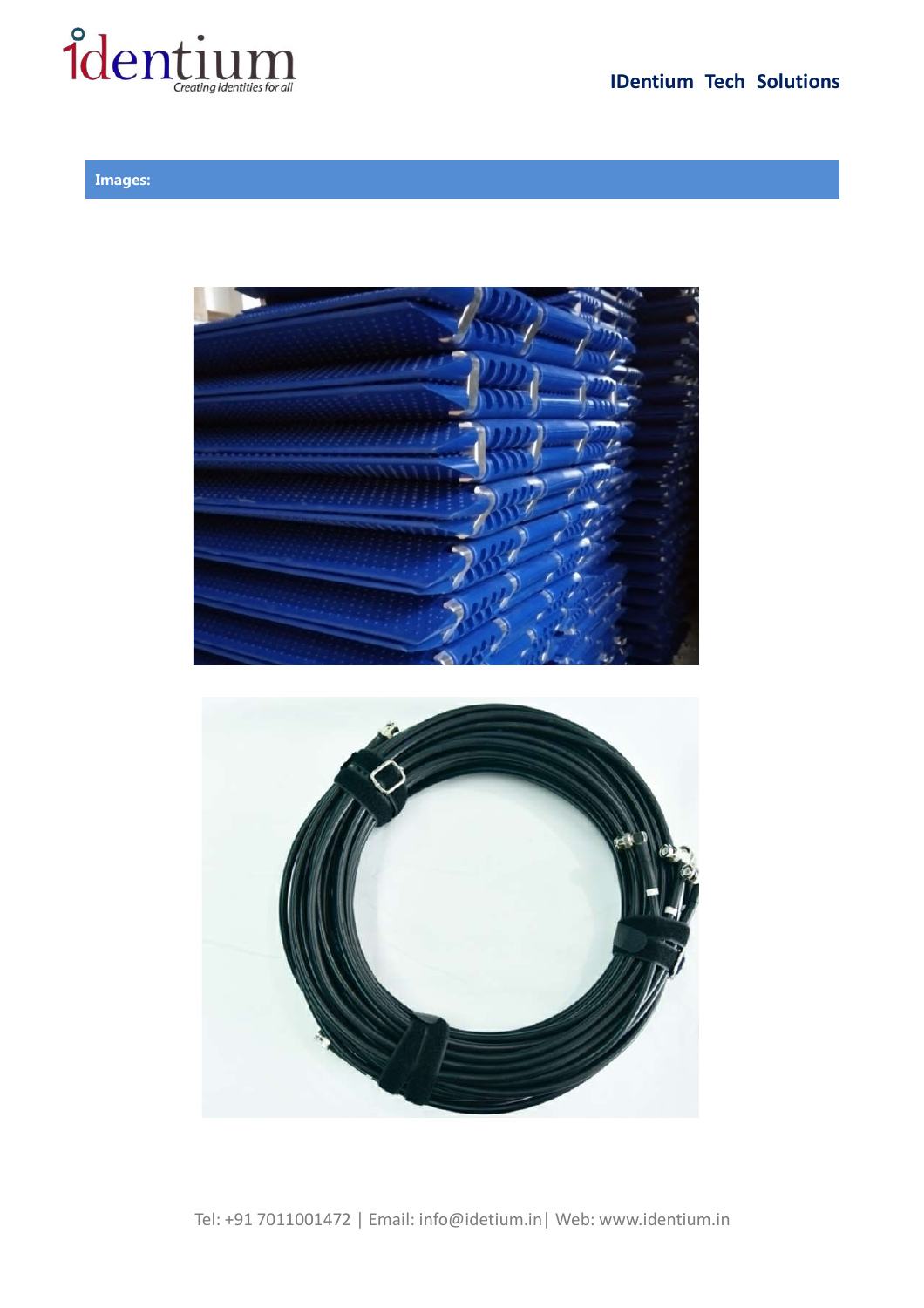## Images: